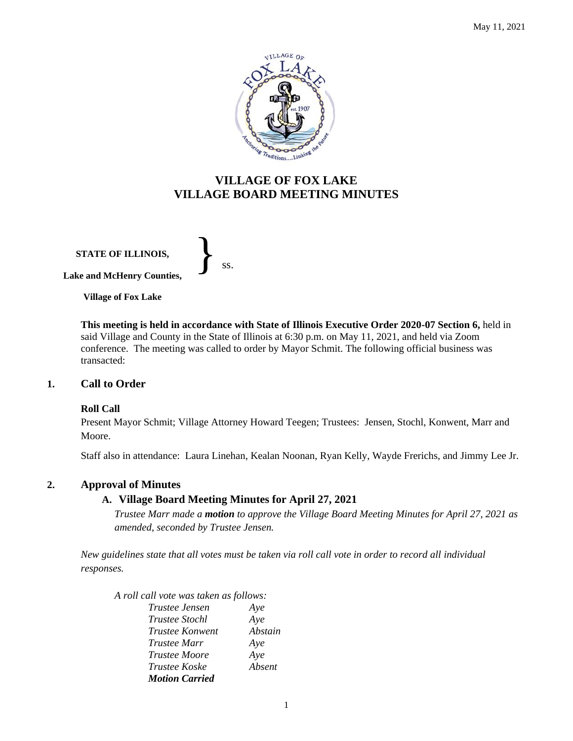# VILLAGE OF FOX LAKE
# VILLAGE BOARD MEETING MINUTES

**STATE OF ILLINOIS,**

**Lake and McHenry Counties,** } ss.

**Village of Fox Lake**

**This meeting is held in accordance with State of Illinois Executive Order 2020-07 Section 6,** held in said Village and County in the State of Illinois at 6:30 p.m. on May 11, 2021, and held via Zoom conference. The meeting was called to order by Mayor Schmit. The following official business was transacted:

## 1. Call to Order

### Roll Call

Present Mayor Schmit; Village Attorney Howard Teegen; Trustees: Jensen, Stochl, Konwent, Marr and Moore.

Staff also in attendance: Laura Linehan, Kealan Noonan, Ryan Kelly, Wayde Frerichs, and Jimmy Lee Jr.

## 2. Approval of Minutes

### A. Village Board Meeting Minutes for April 27, 2021

*Trustee Marr made a **motion** to approve the Village Board Meeting Minutes for April 27, 2021 as amended, seconded by Trustee Jensen.*

*New guidelines state that all votes must be taken via roll call vote in order to record all individual responses.*

*A roll call vote was taken as follows:*

| | |
|---|---|
| *Trustee Jensen* | *Aye* |
| *Trustee Stochl* | *Aye* |
| *Trustee Konwent* | *Abstain* |
| *Trustee Marr* | *Aye* |
| *Trustee Moore* | *Aye* |
| *Trustee Koske* | *Absent* |

***Motion Carried***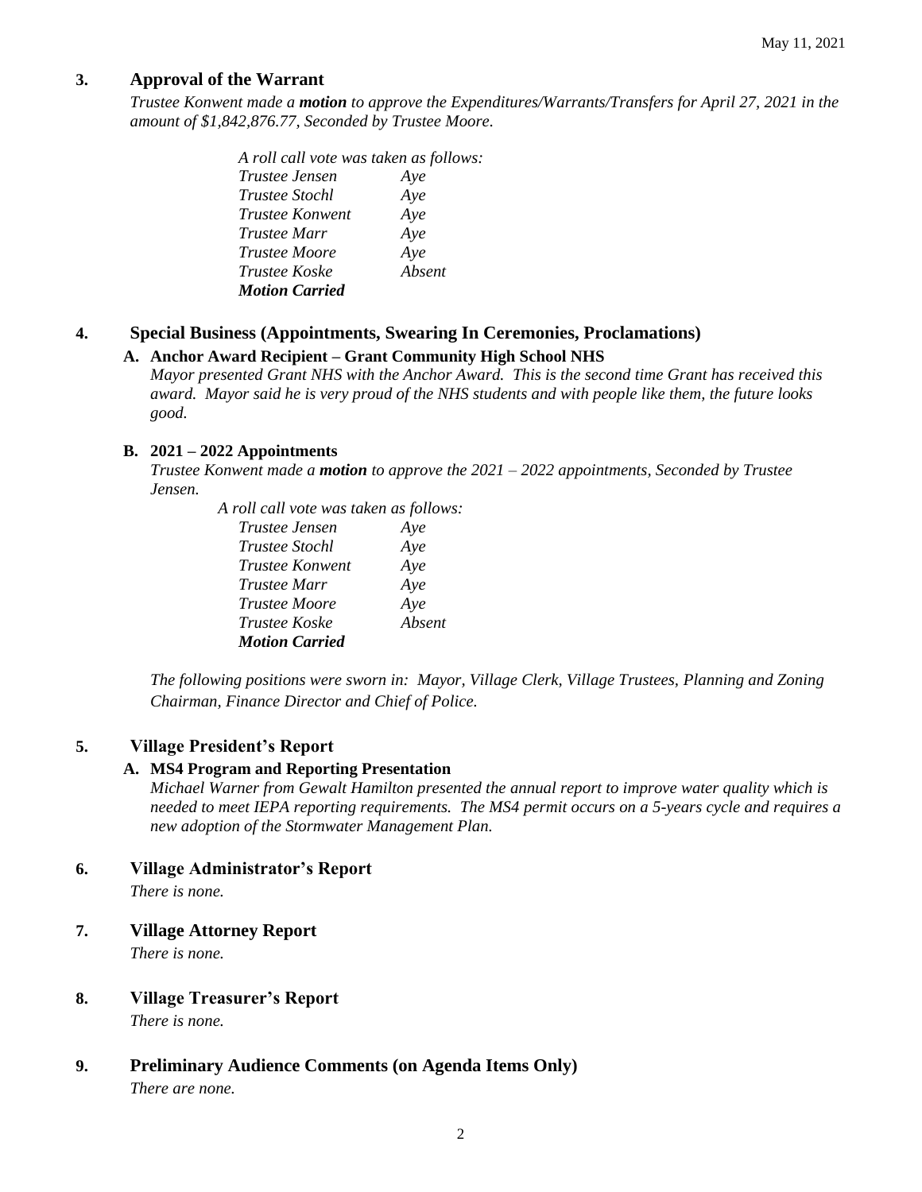## 3. Approval of the Warrant

*Trustee Konwent made a* ***motion*** *to approve the Expenditures/Warrants/Transfers for April 27, 2021 in the amount of $1,842,876.77, Seconded by Trustee Moore.*

*A roll call vote was taken as follows:*

| | |
|---|---|
| *Trustee Jensen* | *Aye* |
| *Trustee Stochl* | *Aye* |
| *Trustee Konwent* | *Aye* |
| *Trustee Marr* | *Aye* |
| *Trustee Moore* | *Aye* |
| *Trustee Koske* | *Absent* |

***Motion Carried***

## 4. Special Business (Appointments, Swearing In Ceremonies, Proclamations)

### A. Anchor Award Recipient – Grant Community High School NHS

*Mayor presented Grant NHS with the Anchor Award. This is the second time Grant has received this award. Mayor said he is very proud of the NHS students and with people like them, the future looks good.*

### B. 2021 – 2022 Appointments

*Trustee Konwent made a* ***motion*** *to approve the 2021 – 2022 appointments, Seconded by Trustee Jensen.*

*A roll call vote was taken as follows:*

| | |
|---|---|
| *Trustee Jensen* | *Aye* |
| *Trustee Stochl* | *Aye* |
| *Trustee Konwent* | *Aye* |
| *Trustee Marr* | *Aye* |
| *Trustee Moore* | *Aye* |
| *Trustee Koske* | *Absent* |

***Motion Carried***

*The following positions were sworn in: Mayor, Village Clerk, Village Trustees, Planning and Zoning Chairman, Finance Director and Chief of Police.*

## 5. Village President's Report

### A. MS4 Program and Reporting Presentation

*Michael Warner from Gewalt Hamilton presented the annual report to improve water quality which is needed to meet IEPA reporting requirements. The MS4 permit occurs on a 5-years cycle and requires a new adoption of the Stormwater Management Plan.*

## 6. Village Administrator's Report

*There is none.*

## 7. Village Attorney Report

*There is none.*

## 8. Village Treasurer's Report

*There is none.*

## 9. Preliminary Audience Comments (on Agenda Items Only)

*There are none.*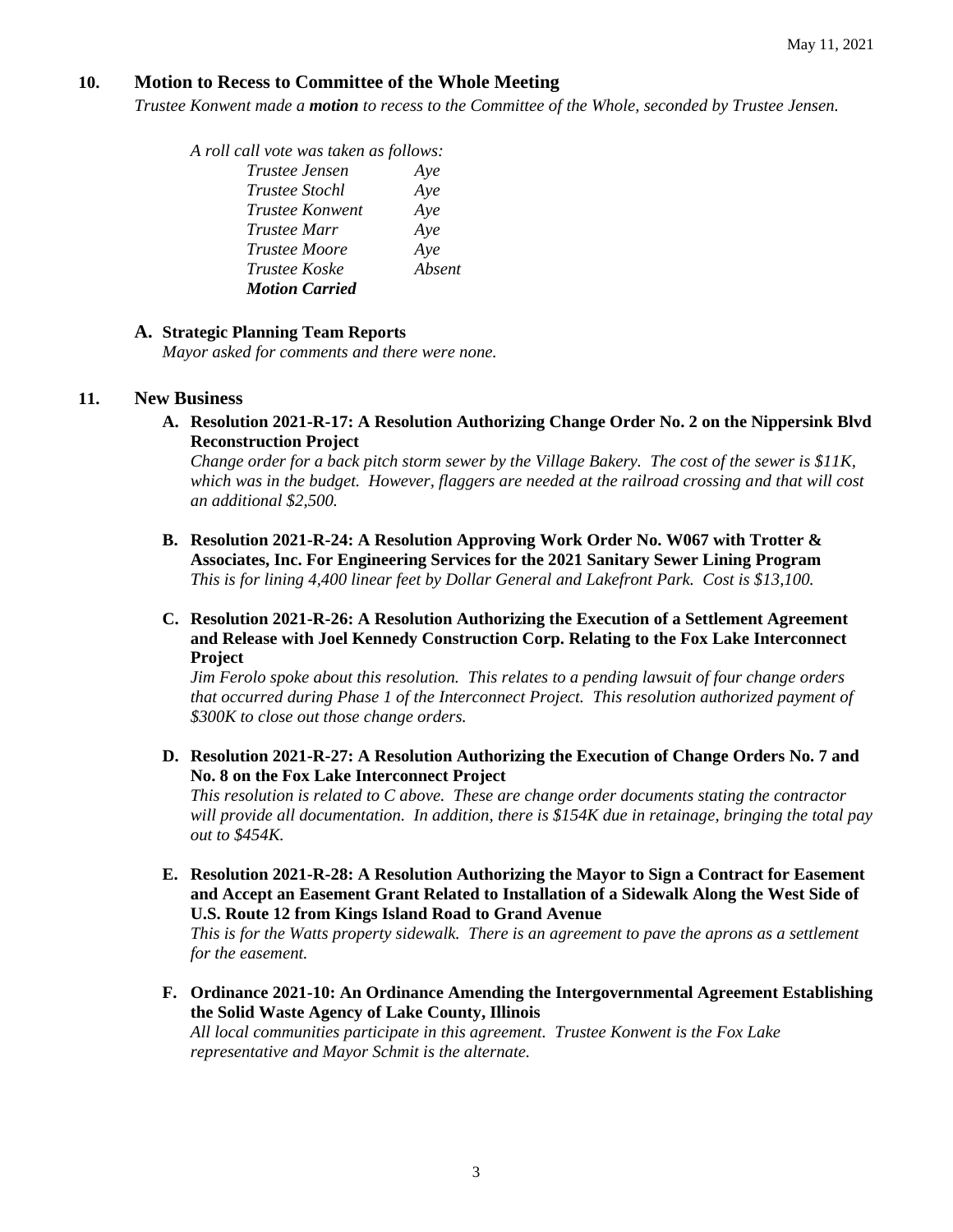## 10. Motion to Recess to Committee of the Whole Meeting

*Trustee Konwent made a **motion** to recess to the Committee of the Whole, seconded by Trustee Jensen.*

*A roll call vote was taken as follows:*

| | |
|---|---|
| *Trustee Jensen* | *Aye* |
| *Trustee Stochl* | *Aye* |
| *Trustee Konwent* | *Aye* |
| *Trustee Marr* | *Aye* |
| *Trustee Moore* | *Aye* |
| *Trustee Koske* | *Absent* |
| ***Motion Carried*** | |

### A. Strategic Planning Team Reports

*Mayor asked for comments and there were none.*

## 11. New Business

**A. Resolution 2021-R-17: A Resolution Authorizing Change Order No. 2 on the Nippersink Blvd Reconstruction Project**

*Change order for a back pitch storm sewer by the Village Bakery. The cost of the sewer is $11K, which was in the budget. However, flaggers are needed at the railroad crossing and that will cost an additional $2,500.*

**B. Resolution 2021-R-24: A Resolution Approving Work Order No. W067 with Trotter & Associates, Inc. For Engineering Services for the 2021 Sanitary Sewer Lining Program**

*This is for lining 4,400 linear feet by Dollar General and Lakefront Park. Cost is $13,100.*

**C. Resolution 2021-R-26: A Resolution Authorizing the Execution of a Settlement Agreement and Release with Joel Kennedy Construction Corp. Relating to the Fox Lake Interconnect Project**

*Jim Ferolo spoke about this resolution. This relates to a pending lawsuit of four change orders that occurred during Phase 1 of the Interconnect Project. This resolution authorized payment of $300K to close out those change orders.*

**D. Resolution 2021-R-27: A Resolution Authorizing the Execution of Change Orders No. 7 and No. 8 on the Fox Lake Interconnect Project**

*This resolution is related to C above. These are change order documents stating the contractor will provide all documentation. In addition, there is $154K due in retainage, bringing the total pay out to $454K.*

**E. Resolution 2021-R-28: A Resolution Authorizing the Mayor to Sign a Contract for Easement and Accept an Easement Grant Related to Installation of a Sidewalk Along the West Side of U.S. Route 12 from Kings Island Road to Grand Avenue**

*This is for the Watts property sidewalk. There is an agreement to pave the aprons as a settlement for the easement.*

**F. Ordinance 2021-10: An Ordinance Amending the Intergovernmental Agreement Establishing the Solid Waste Agency of Lake County, Illinois**

*All local communities participate in this agreement. Trustee Konwent is the Fox Lake representative and Mayor Schmit is the alternate.*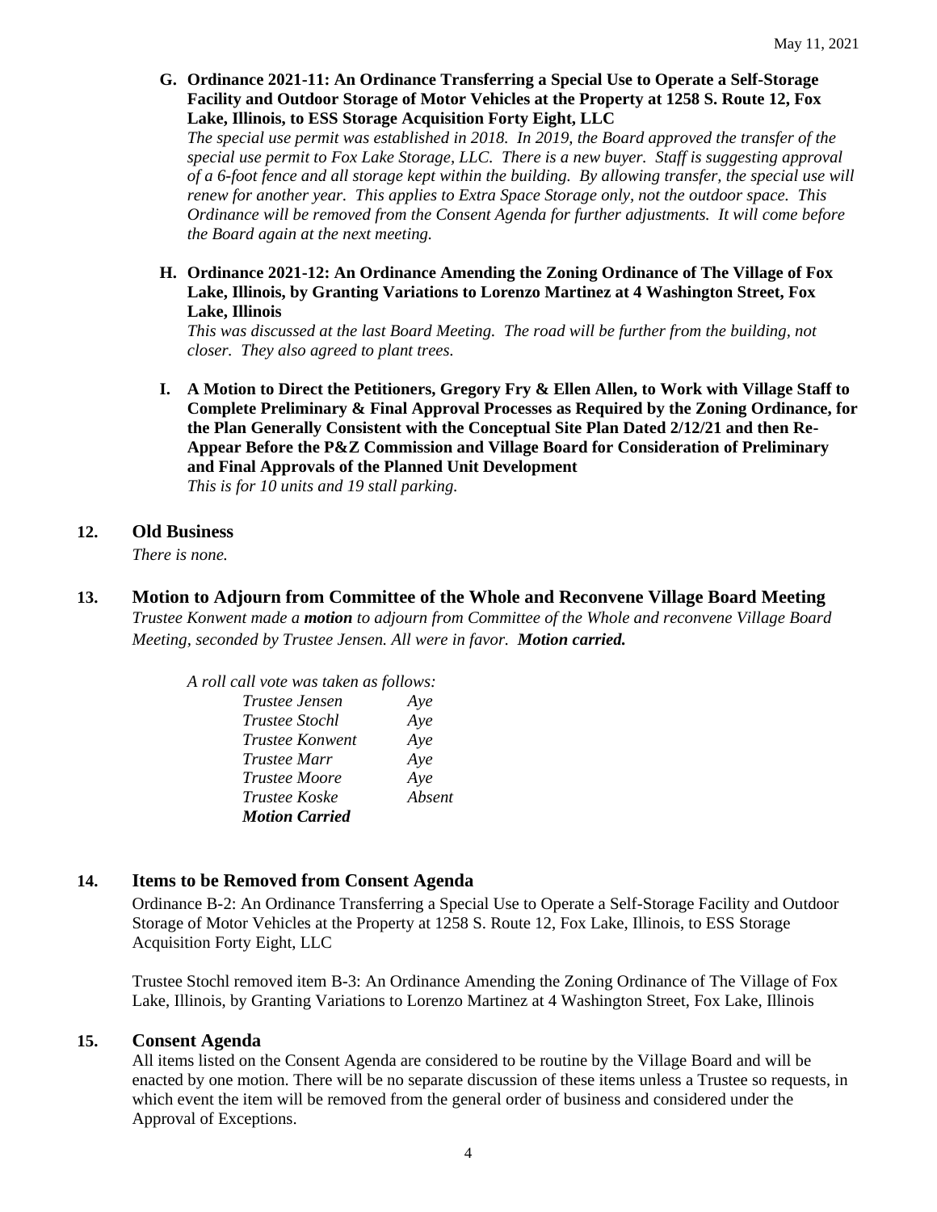**G. Ordinance 2021-11: An Ordinance Transferring a Special Use to Operate a Self-Storage Facility and Outdoor Storage of Motor Vehicles at the Property at 1258 S. Route 12, Fox Lake, Illinois, to ESS Storage Acquisition Forty Eight, LLC**

*The special use permit was established in 2018. In 2019, the Board approved the transfer of the special use permit to Fox Lake Storage, LLC. There is a new buyer. Staff is suggesting approval of a 6-foot fence and all storage kept within the building. By allowing transfer, the special use will renew for another year. This applies to Extra Space Storage only, not the outdoor space. This Ordinance will be removed from the Consent Agenda for further adjustments. It will come before the Board again at the next meeting.*

**H. Ordinance 2021-12: An Ordinance Amending the Zoning Ordinance of The Village of Fox Lake, Illinois, by Granting Variations to Lorenzo Martinez at 4 Washington Street, Fox Lake, Illinois**

*This was discussed at the last Board Meeting. The road will be further from the building, not closer. They also agreed to plant trees.*

**I. A Motion to Direct the Petitioners, Gregory Fry & Ellen Allen, to Work with Village Staff to Complete Preliminary & Final Approval Processes as Required by the Zoning Ordinance, for the Plan Generally Consistent with the Conceptual Site Plan Dated 2/12/21 and then Re-Appear Before the P&Z Commission and Village Board for Consideration of Preliminary and Final Approvals of the Planned Unit Development**

*This is for 10 units and 19 stall parking.*

## 12. Old Business

*There is none.*

## 13. Motion to Adjourn from Committee of the Whole and Reconvene Village Board Meeting

*Trustee Konwent made a **motion** to adjourn from Committee of the Whole and reconvene Village Board Meeting, seconded by Trustee Jensen. All were in favor. **Motion carried.***

*A roll call vote was taken as follows:*

| | |
|---|---|
| *Trustee Jensen* | *Aye* |
| *Trustee Stochl* | *Aye* |
| *Trustee Konwent* | *Aye* |
| *Trustee Marr* | *Aye* |
| *Trustee Moore* | *Aye* |
| *Trustee Koske* | *Absent* |
| ***Motion Carried*** | |

## 14. Items to be Removed from Consent Agenda

Ordinance B-2: An Ordinance Transferring a Special Use to Operate a Self-Storage Facility and Outdoor Storage of Motor Vehicles at the Property at 1258 S. Route 12, Fox Lake, Illinois, to ESS Storage Acquisition Forty Eight, LLC

Trustee Stochl removed item B-3: An Ordinance Amending the Zoning Ordinance of The Village of Fox Lake, Illinois, by Granting Variations to Lorenzo Martinez at 4 Washington Street, Fox Lake, Illinois

## 15. Consent Agenda

All items listed on the Consent Agenda are considered to be routine by the Village Board and will be enacted by one motion. There will be no separate discussion of these items unless a Trustee so requests, in which event the item will be removed from the general order of business and considered under the Approval of Exceptions.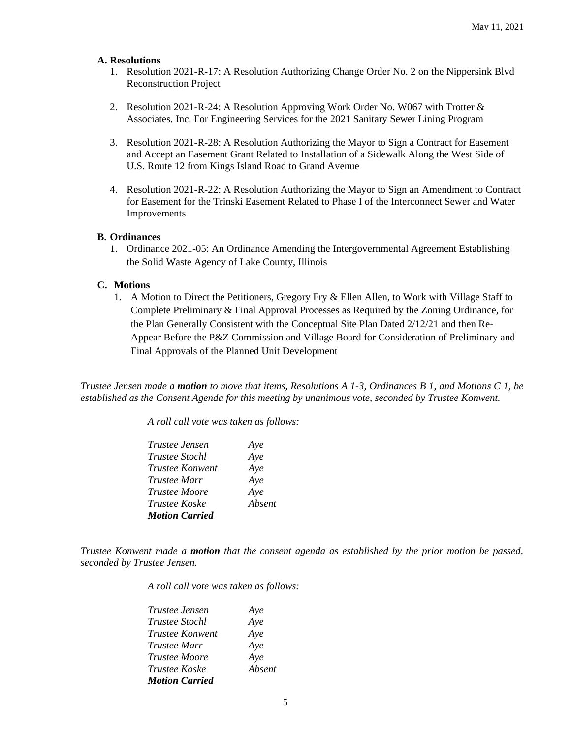### A. Resolutions

1. Resolution 2021-R-17: A Resolution Authorizing Change Order No. 2 on the Nippersink Blvd Reconstruction Project

2. Resolution 2021-R-24: A Resolution Approving Work Order No. W067 with Trotter & Associates, Inc. For Engineering Services for the 2021 Sanitary Sewer Lining Program

3. Resolution 2021-R-28: A Resolution Authorizing the Mayor to Sign a Contract for Easement and Accept an Easement Grant Related to Installation of a Sidewalk Along the West Side of U.S. Route 12 from Kings Island Road to Grand Avenue

4. Resolution 2021-R-22: A Resolution Authorizing the Mayor to Sign an Amendment to Contract for Easement for the Trinski Easement Related to Phase I of the Interconnect Sewer and Water Improvements

### B. Ordinances

1. Ordinance 2021-05: An Ordinance Amending the Intergovernmental Agreement Establishing the Solid Waste Agency of Lake County, Illinois

### C. Motions

1. A Motion to Direct the Petitioners, Gregory Fry & Ellen Allen, to Work with Village Staff to Complete Preliminary & Final Approval Processes as Required by the Zoning Ordinance, for the Plan Generally Consistent with the Conceptual Site Plan Dated 2/12/21 and then Re-Appear Before the P&Z Commission and Village Board for Consideration of Preliminary and Final Approvals of the Planned Unit Development

*Trustee Jensen made a **motion** to move that items, Resolutions A 1-3, Ordinances B 1, and Motions C 1, be established as the Consent Agenda for this meeting by unanimous vote, seconded by Trustee Konwent.*

*A roll call vote was taken as follows:*

| | |
|---|---|
| *Trustee Jensen* | *Aye* |
| *Trustee Stochl* | *Aye* |
| *Trustee Konwent* | *Aye* |
| *Trustee Marr* | *Aye* |
| *Trustee Moore* | *Aye* |
| *Trustee Koske* | *Absent* |

***Motion Carried***

*Trustee Konwent made a **motion** that the consent agenda as established by the prior motion be passed, seconded by Trustee Jensen.*

*A roll call vote was taken as follows:*

| | |
|---|---|
| *Trustee Jensen* | *Aye* |
| *Trustee Stochl* | *Aye* |
| *Trustee Konwent* | *Aye* |
| *Trustee Marr* | *Aye* |
| *Trustee Moore* | *Aye* |
| *Trustee Koske* | *Absent* |

***Motion Carried***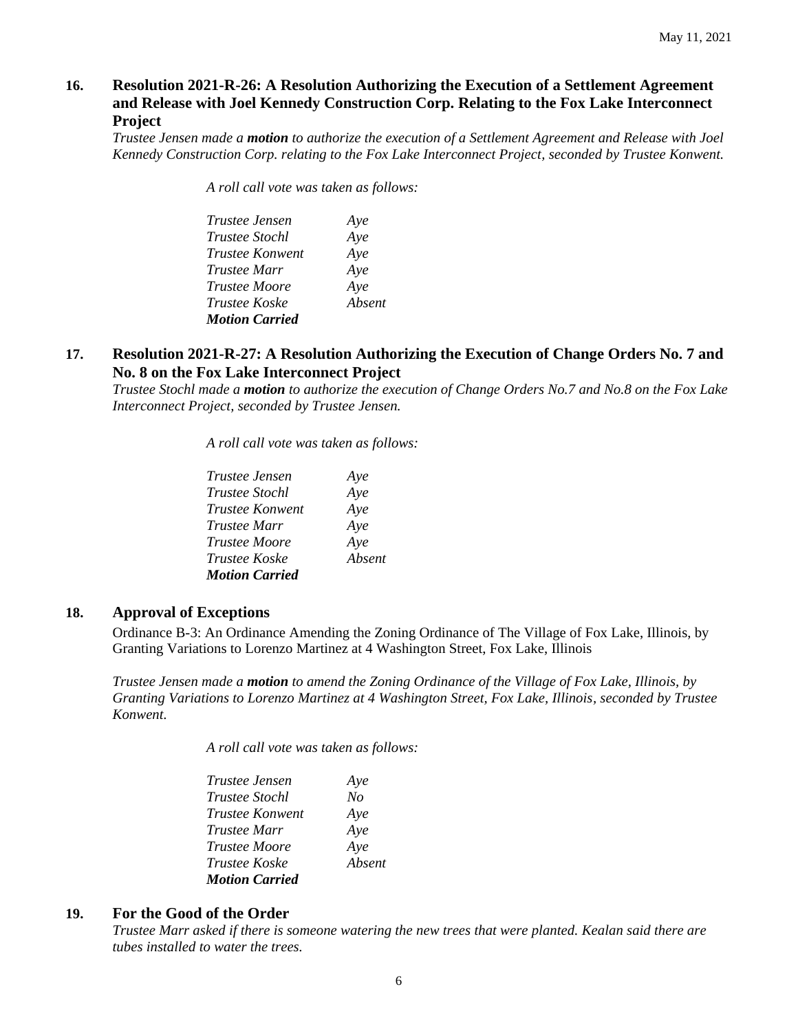## 16. Resolution 2021-R-26: A Resolution Authorizing the Execution of a Settlement Agreement and Release with Joel Kennedy Construction Corp. Relating to the Fox Lake Interconnect Project

*Trustee Jensen made a **motion** to authorize the execution of a Settlement Agreement and Release with Joel Kennedy Construction Corp. relating to the Fox Lake Interconnect Project, seconded by Trustee Konwent.*

*A roll call vote was taken as follows:*

| | |
|---|---|
| *Trustee Jensen* | *Aye* |
| *Trustee Stochl* | *Aye* |
| *Trustee Konwent* | *Aye* |
| *Trustee Marr* | *Aye* |
| *Trustee Moore* | *Aye* |
| *Trustee Koske* | *Absent* |
| ***Motion Carried*** | |

## 17. Resolution 2021-R-27: A Resolution Authorizing the Execution of Change Orders No. 7 and No. 8 on the Fox Lake Interconnect Project

*Trustee Stochl made a **motion** to authorize the execution of Change Orders No.7 and No.8 on the Fox Lake Interconnect Project, seconded by Trustee Jensen.*

*A roll call vote was taken as follows:*

| | |
|---|---|
| *Trustee Jensen* | *Aye* |
| *Trustee Stochl* | *Aye* |
| *Trustee Konwent* | *Aye* |
| *Trustee Marr* | *Aye* |
| *Trustee Moore* | *Aye* |
| *Trustee Koske* | *Absent* |
| ***Motion Carried*** | |

## 18. Approval of Exceptions

Ordinance B-3: An Ordinance Amending the Zoning Ordinance of The Village of Fox Lake, Illinois, by Granting Variations to Lorenzo Martinez at 4 Washington Street, Fox Lake, Illinois

*Trustee Jensen made a **motion** to amend the Zoning Ordinance of the Village of Fox Lake, Illinois, by Granting Variations to Lorenzo Martinez at 4 Washington Street, Fox Lake, Illinois, seconded by Trustee Konwent.*

*A roll call vote was taken as follows:*

| | |
|---|---|
| *Trustee Jensen* | *Aye* |
| *Trustee Stochl* | *No* |
| *Trustee Konwent* | *Aye* |
| *Trustee Marr* | *Aye* |
| *Trustee Moore* | *Aye* |
| *Trustee Koske* | *Absent* |
| ***Motion Carried*** | |

## 19. For the Good of the Order

*Trustee Marr asked if there is someone watering the new trees that were planted. Kealan said there are tubes installed to water the trees.*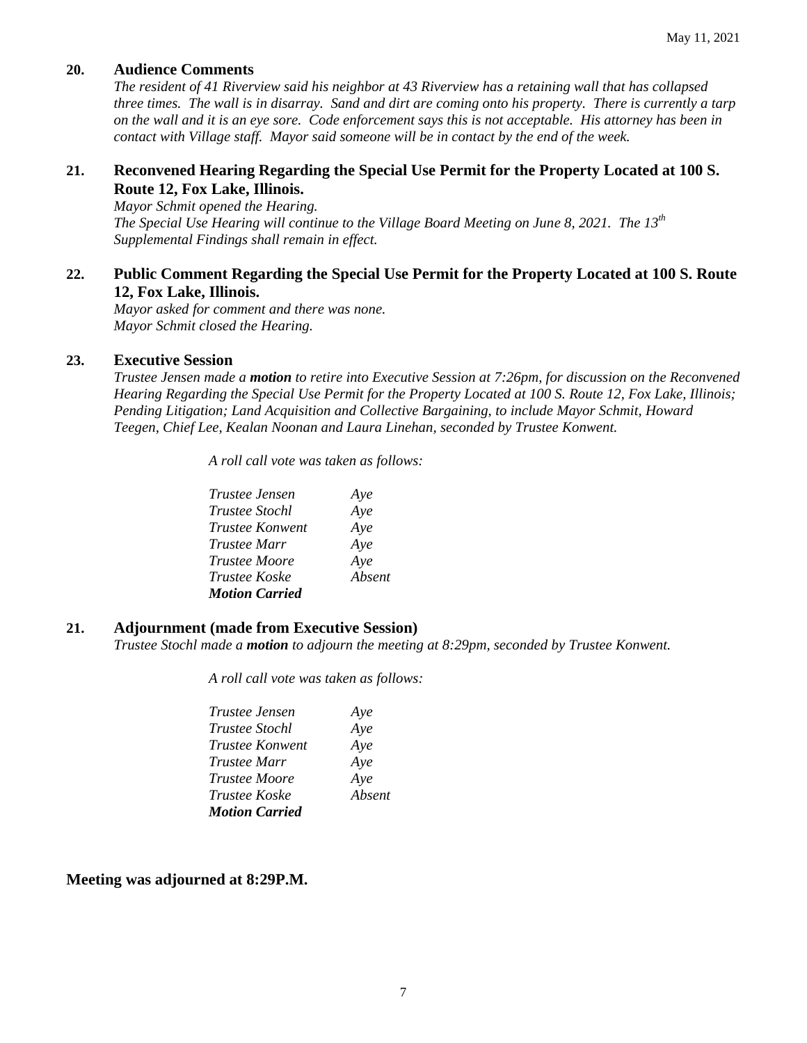## 20. Audience Comments

*The resident of 41 Riverview said his neighbor at 43 Riverview has a retaining wall that has collapsed three times. The wall is in disarray. Sand and dirt are coming onto his property. There is currently a tarp on the wall and it is an eye sore. Code enforcement says this is not acceptable. His attorney has been in contact with Village staff. Mayor said someone will be in contact by the end of the week.*

## 21. Reconvened Hearing Regarding the Special Use Permit for the Property Located at 100 S. Route 12, Fox Lake, Illinois.

*Mayor Schmit opened the Hearing.*
*The Special Use Hearing will continue to the Village Board Meeting on June 8, 2021. The 13th Supplemental Findings shall remain in effect.*

## 22. Public Comment Regarding the Special Use Permit for the Property Located at 100 S. Route 12, Fox Lake, Illinois.

*Mayor asked for comment and there was none.*
*Mayor Schmit closed the Hearing.*

## 23. Executive Session

*Trustee Jensen made a **motion** to retire into Executive Session at 7:26pm, for discussion on the Reconvened Hearing Regarding the Special Use Permit for the Property Located at 100 S. Route 12, Fox Lake, Illinois; Pending Litigation; Land Acquisition and Collective Bargaining, to include Mayor Schmit, Howard Teegen, Chief Lee, Kealan Noonan and Laura Linehan, seconded by Trustee Konwent.*

*A roll call vote was taken as follows:*

| | |
|---|---|
| *Trustee Jensen* | *Aye* |
| *Trustee Stochl* | *Aye* |
| *Trustee Konwent* | *Aye* |
| *Trustee Marr* | *Aye* |
| *Trustee Moore* | *Aye* |
| *Trustee Koske* | *Absent* |
| ***Motion Carried*** | |

## 21. Adjournment (made from Executive Session)

*Trustee Stochl made a **motion** to adjourn the meeting at 8:29pm, seconded by Trustee Konwent.*

*A roll call vote was taken as follows:*

| | |
|---|---|
| *Trustee Jensen* | *Aye* |
| *Trustee Stochl* | *Aye* |
| *Trustee Konwent* | *Aye* |
| *Trustee Marr* | *Aye* |
| *Trustee Moore* | *Aye* |
| *Trustee Koske* | *Absent* |
| ***Motion Carried*** | |

**Meeting was adjourned at 8:29P.M.**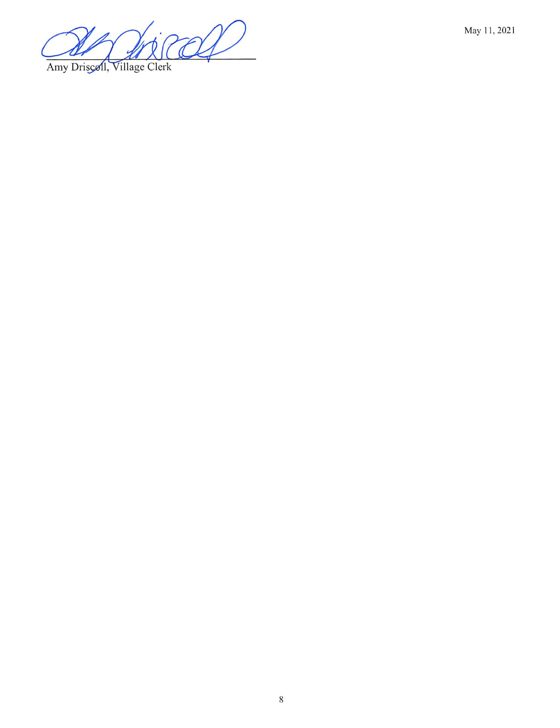Amy Driscoll, Village Clerk

May 11, 2021